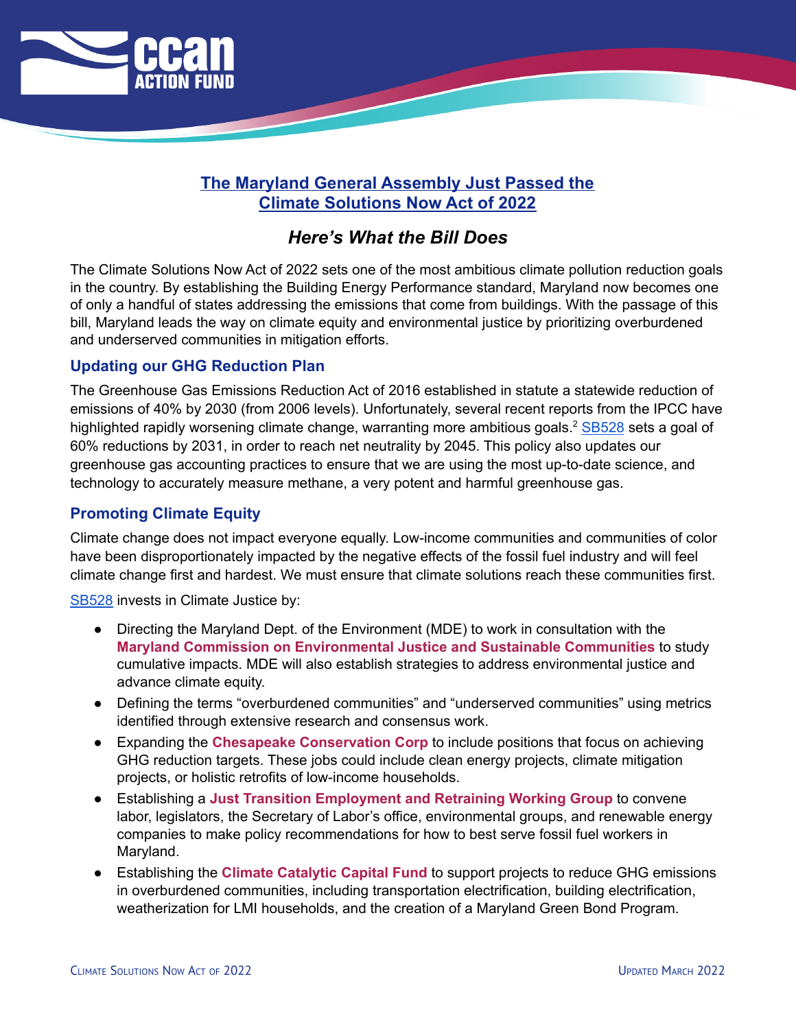# The Maryland General Assembly Just Passed the Climate Solutions Now Act of 2022

## *Here's What the Bill Does*

The Climate Solutions Now Act of 2022 sets one of the most ambitious climate pollution reduction goals in the country. By establishing the Building Energy Performance standard, Maryland now becomes one of only a handful of states addressing the emissions that come from buildings. With the passage of this bill, Maryland leads the way on climate equity and environmental justice by prioritizing overburdened and underserved communities in mitigation efforts.

### Updating our GHG Reduction Plan

The Greenhouse Gas Emissions Reduction Act of 2016 established in statute a statewide reduction of emissions of 40% by 2030 (from 2006 levels). Unfortunately, several recent reports from the IPCC have highlighted rapidly worsening climate change, warranting more ambitious goals.[2] SB528 sets a goal of 60% reductions by 2031, in order to reach net neutrality by 2045. This policy also updates our greenhouse gas accounting practices to ensure that we are using the most up-to-date science, and technology to accurately measure methane, a very potent and harmful greenhouse gas.

### Promoting Climate Equity

Climate change does not impact everyone equally. Low-income communities and communities of color have been disproportionately impacted by the negative effects of the fossil fuel industry and will feel climate change first and hardest. We must ensure that climate solutions reach these communities first.

SB528 invests in Climate Justice by:

- Directing the Maryland Dept. of the Environment (MDE) to work in consultation with the **Maryland Commission on Environmental Justice and Sustainable Communities** to study cumulative impacts. MDE will also establish strategies to address environmental justice and advance climate equity.
- Defining the terms "overburdened communities" and "underserved communities" using metrics identified through extensive research and consensus work.
- Expanding the **Chesapeake Conservation Corp** to include positions that focus on achieving GHG reduction targets. These jobs could include clean energy projects, climate mitigation projects, or holistic retrofits of low-income households.
- Establishing a **Just Transition Employment and Retraining Working Group** to convene labor, legislators, the Secretary of Labor's office, environmental groups, and renewable energy companies to make policy recommendations for how to best serve fossil fuel workers in Maryland.
- Establishing the **Climate Catalytic Capital Fund** to support projects to reduce GHG emissions in overburdened communities, including transportation electrification, building electrification, weatherization for LMI households, and the creation of a Maryland Green Bond Program.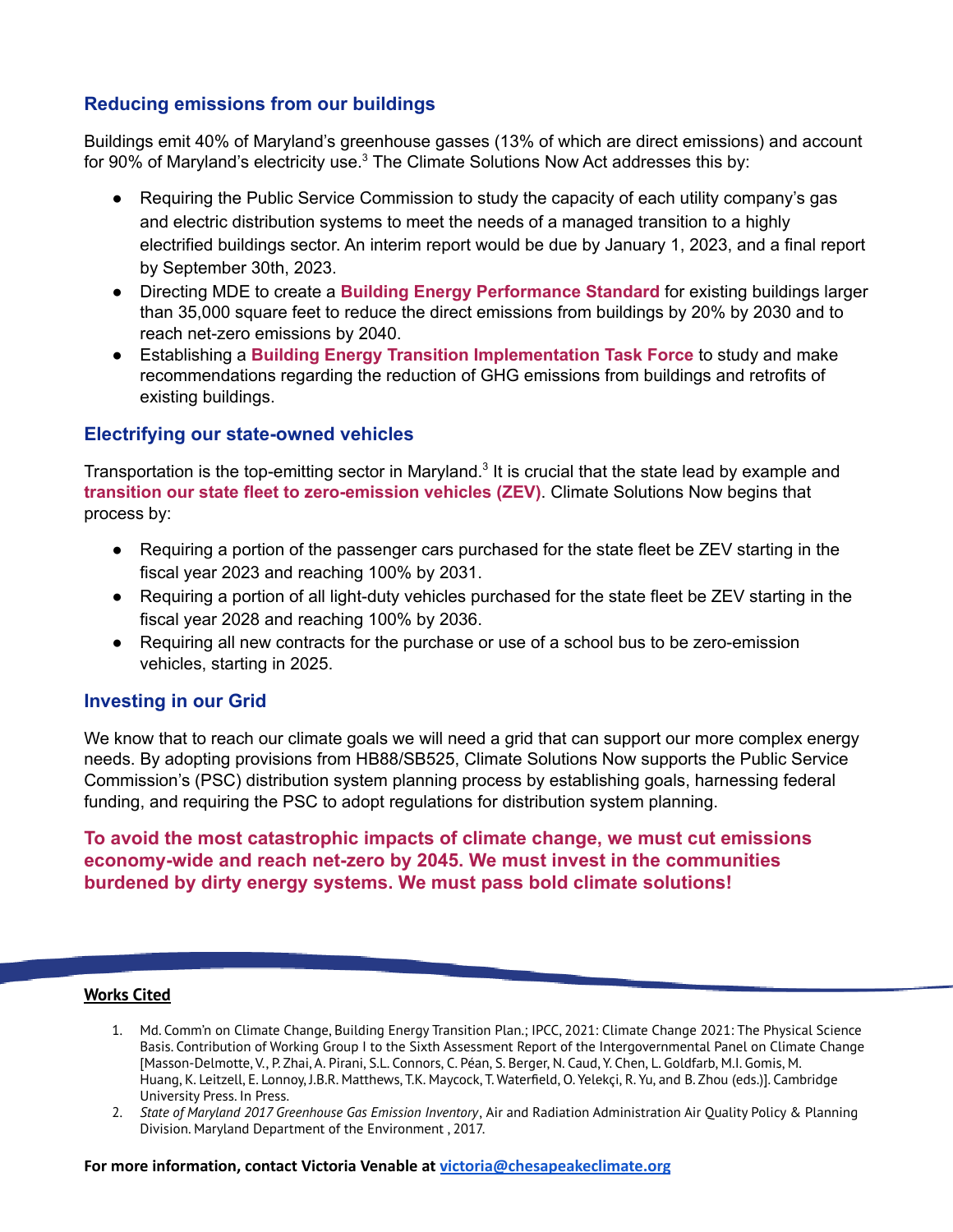## Reducing emissions from our buildings

Buildings emit 40% of Maryland's greenhouse gasses (13% of which are direct emissions) and account for 90% of Maryland's electricity use.[3] The Climate Solutions Now Act addresses this by:

- Requiring the Public Service Commission to study the capacity of each utility company's gas and electric distribution systems to meet the needs of a managed transition to a highly electrified buildings sector. An interim report would be due by January 1, 2023, and a final report by September 30th, 2023.
- Directing MDE to create a **Building Energy Performance Standard** for existing buildings larger than 35,000 square feet to reduce the direct emissions from buildings by 20% by 2030 and to reach net-zero emissions by 2040.
- Establishing a **Building Energy Transition Implementation Task Force** to study and make recommendations regarding the reduction of GHG emissions from buildings and retrofits of existing buildings.

## Electrifying our state-owned vehicles

Transportation is the top-emitting sector in Maryland.[3] It is crucial that the state lead by example and **transition our state fleet to zero-emission vehicles (ZEV)**. Climate Solutions Now begins that process by:

- Requiring a portion of the passenger cars purchased for the state fleet be ZEV starting in the fiscal year 2023 and reaching 100% by 2031.
- Requiring a portion of all light-duty vehicles purchased for the state fleet be ZEV starting in the fiscal year 2028 and reaching 100% by 2036.
- Requiring all new contracts for the purchase or use of a school bus to be zero-emission vehicles, starting in 2025.

## Investing in our Grid

We know that to reach our climate goals we will need a grid that can support our more complex energy needs. By adopting provisions from HB88/SB525, Climate Solutions Now supports the Public Service Commission's (PSC) distribution system planning process by establishing goals, harnessing federal funding, and requiring the PSC to adopt regulations for distribution system planning.

**To avoid the most catastrophic impacts of climate change, we must cut emissions economy-wide and reach net-zero by 2045. We must invest in the communities burdened by dirty energy systems. We must pass bold climate solutions!**

**Works Cited**

1. Md. Comm'n on Climate Change, Building Energy Transition Plan.; IPCC, 2021: Climate Change 2021: The Physical Science Basis. Contribution of Working Group I to the Sixth Assessment Report of the Intergovernmental Panel on Climate Change [Masson-Delmotte, V., P. Zhai, A. Pirani, S.L. Connors, C. Péan, S. Berger, N. Caud, Y. Chen, L. Goldfarb, M.I. Gomis, M. Huang, K. Leitzell, E. Lonnoy, J.B.R. Matthews, T.K. Maycock, T. Waterfield, O. Yelekçi, R. Yu, and B. Zhou (eds.)]. Cambridge University Press. In Press.
2. *State of Maryland 2017 Greenhouse Gas Emission Inventory*, Air and Radiation Administration Air Quality Policy & Planning Division. Maryland Department of the Environment , 2017.

**For more information, contact Victoria Venable at victoria@chesapeakeclimate.org**